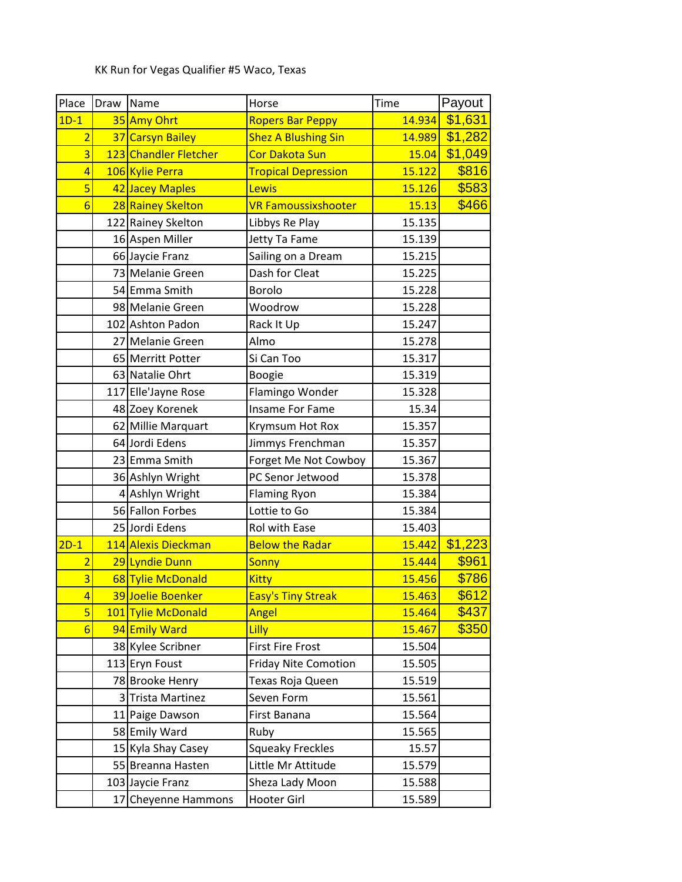KK Run for Vegas Qualifier #5 Waco, Texas

| Place | Draw | Name | Horse | Time | Payout |
|---|---|---|---|---|---|
| 1D-1 | 35 | Amy Ohrt | Ropers Bar Peppy | 14.934 | $1,631 |
| 2 | 37 | Carsyn Bailey | Shez A Blushing Sin | 14.989 | $1,282 |
| 3 | 123 | Chandler Fletcher | Cor Dakota Sun | 15.04 | $1,049 |
| 4 | 106 | Kylie Perra | Tropical Depression | 15.122 | $816 |
| 5 | 42 | Jacey Maples | Lewis | 15.126 | $583 |
| 6 | 28 | Rainey Skelton | VR Famoussixshooter | 15.13 | $466 |
| | 122 | Rainey Skelton | Libbys Re Play | 15.135 | |
| | 16 | Aspen Miller | Jetty Ta Fame | 15.139 | |
| | 66 | Jaycie Franz | Sailing on a Dream | 15.215 | |
| | 73 | Melanie Green | Dash for Cleat | 15.225 | |
| | 54 | Emma Smith | Borolo | 15.228 | |
| | 98 | Melanie Green | Woodrow | 15.228 | |
| | 102 | Ashton Padon | Rack It Up | 15.247 | |
| | 27 | Melanie Green | Almo | 15.278 | |
| | 65 | Merritt Potter | Si Can Too | 15.317 | |
| | 63 | Natalie Ohrt | Boogie | 15.319 | |
| | 117 | Elle'Jayne Rose | Flamingo Wonder | 15.328 | |
| | 48 | Zoey Korenek | Insame For Fame | 15.34 | |
| | 62 | Millie Marquart | Krymsum Hot Rox | 15.357 | |
| | 64 | Jordi Edens | Jimmys Frenchman | 15.357 | |
| | 23 | Emma Smith | Forget Me Not Cowboy | 15.367 | |
| | 36 | Ashlyn Wright | PC Senor Jetwood | 15.378 | |
| | 4 | Ashlyn Wright | Flaming Ryon | 15.384 | |
| | 56 | Fallon Forbes | Lottie to Go | 15.384 | |
| | 25 | Jordi Edens | Rol with Ease | 15.403 | |
| 2D-1 | 114 | Alexis Dieckman | Below the Radar | 15.442 | $1,223 |
| 2 | 29 | Lyndie Dunn | Sonny | 15.444 | $961 |
| 3 | 68 | Tylie McDonald | Kitty | 15.456 | $786 |
| 4 | 39 | Joelie Boenker | Easy's Tiny Streak | 15.463 | $612 |
| 5 | 101 | Tylie McDonald | Angel | 15.464 | $437 |
| 6 | 94 | Emily Ward | Lilly | 15.467 | $350 |
| | 38 | Kylee Scribner | First Fire Frost | 15.504 | |
| | 113 | Eryn Foust | Friday Nite Comotion | 15.505 | |
| | 78 | Brooke Henry | Texas Roja Queen | 15.519 | |
| | 3 | Trista Martinez | Seven Form | 15.561 | |
| | 11 | Paige Dawson | First Banana | 15.564 | |
| | 58 | Emily Ward | Ruby | 15.565 | |
| | 15 | Kyla Shay Casey | Squeaky Freckles | 15.57 | |
| | 55 | Breanna Hasten | Little Mr Attitude | 15.579 | |
| | 103 | Jaycie Franz | Sheza Lady Moon | 15.588 | |
| | 17 | Cheyenne Hammons | Hooter Girl | 15.589 | |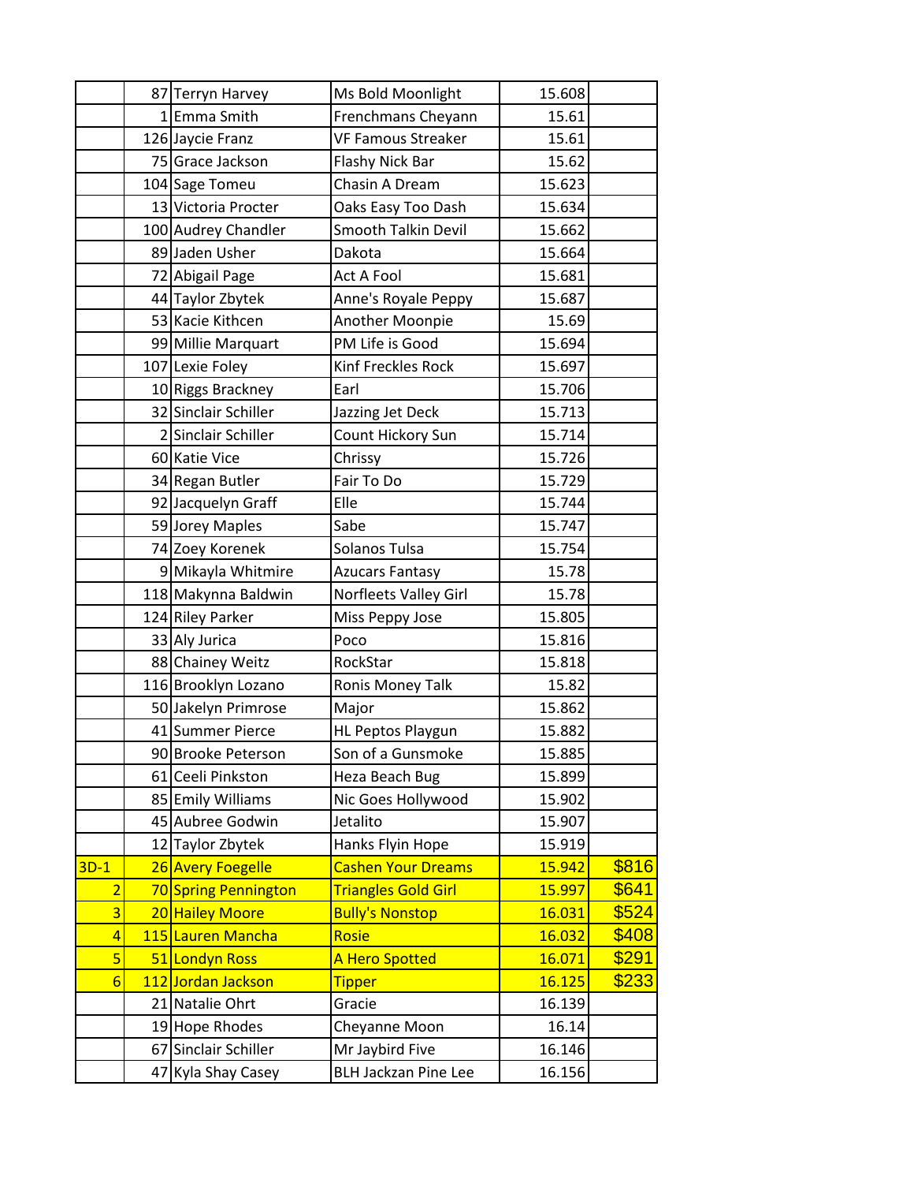| | | | | | |
|---|---|---|---|---|---|
| | 87 | Terryn Harvey | Ms Bold Moonlight | 15.608 | |
| | 1 | Emma Smith | Frenchmans Cheyann | 15.61 | |
| | 126 | Jaycie Franz | VF Famous Streaker | 15.61 | |
| | 75 | Grace Jackson | Flashy Nick Bar | 15.62 | |
| | 104 | Sage Tomeu | Chasin A Dream | 15.623 | |
| | 13 | Victoria Procter | Oaks Easy Too Dash | 15.634 | |
| | 100 | Audrey Chandler | Smooth Talkin Devil | 15.662 | |
| | 89 | Jaden Usher | Dakota | 15.664 | |
| | 72 | Abigail Page | Act A Fool | 15.681 | |
| | 44 | Taylor Zbytek | Anne's Royale Peppy | 15.687 | |
| | 53 | Kacie Kithcen | Another Moonpie | 15.69 | |
| | 99 | Millie Marquart | PM Life is Good | 15.694 | |
| | 107 | Lexie Foley | Kinf Freckles Rock | 15.697 | |
| | 10 | Riggs Brackney | Earl | 15.706 | |
| | 32 | Sinclair Schiller | Jazzing Jet Deck | 15.713 | |
| | 2 | Sinclair Schiller | Count Hickory Sun | 15.714 | |
| | 60 | Katie Vice | Chrissy | 15.726 | |
| | 34 | Regan Butler | Fair To Do | 15.729 | |
| | 92 | Jacquelyn Graff | Elle | 15.744 | |
| | 59 | Jorey Maples | Sabe | 15.747 | |
| | 74 | Zoey Korenek | Solanos Tulsa | 15.754 | |
| | 9 | Mikayla Whitmire | Azucars Fantasy | 15.78 | |
| | 118 | Makynna Baldwin | Norfleets Valley Girl | 15.78 | |
| | 124 | Riley Parker | Miss Peppy Jose | 15.805 | |
| | 33 | Aly Jurica | Poco | 15.816 | |
| | 88 | Chainey Weitz | RockStar | 15.818 | |
| | 116 | Brooklyn Lozano | Ronis Money Talk | 15.82 | |
| | 50 | Jakelyn Primrose | Major | 15.862 | |
| | 41 | Summer Pierce | HL Peptos Playgun | 15.882 | |
| | 90 | Brooke Peterson | Son of a Gunsmoke | 15.885 | |
| | 61 | Ceeli Pinkston | Heza Beach Bug | 15.899 | |
| | 85 | Emily Williams | Nic Goes Hollywood | 15.902 | |
| | 45 | Aubree Godwin | Jetalito | 15.907 | |
| | 12 | Taylor Zbytek | Hanks Flyin Hope | 15.919 | |
| 3D-1 | 26 | Avery Foegelle | Cashen Your Dreams | 15.942 | $816 |
| 2 | 70 | Spring Pennington | Triangles Gold Girl | 15.997 | $641 |
| 3 | 20 | Hailey Moore | Bully's Nonstop | 16.031 | $524 |
| 4 | 115 | Lauren Mancha | Rosie | 16.032 | $408 |
| 5 | 51 | Londyn Ross | A Hero Spotted | 16.071 | $291 |
| 6 | 112 | Jordan Jackson | Tipper | 16.125 | $233 |
| | 21 | Natalie Ohrt | Gracie | 16.139 | |
| | 19 | Hope Rhodes | Cheyanne Moon | 16.14 | |
| | 67 | Sinclair Schiller | Mr Jaybird Five | 16.146 | |
| | 47 | Kyla Shay Casey | BLH Jackzan Pine Lee | 16.156 | |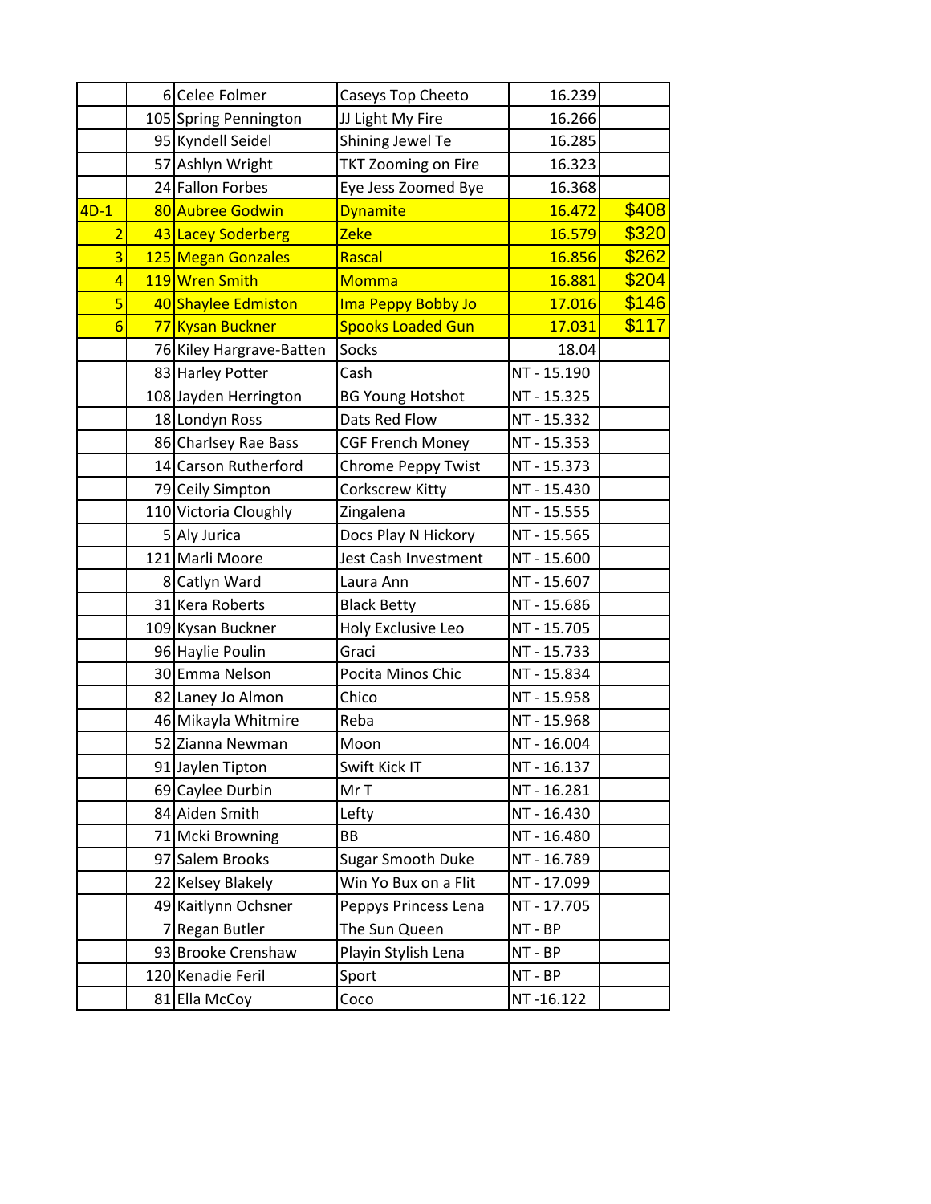| | | | | | |
|---|---|---|---|---|---|
| | 6 | Celee Folmer | Caseys Top Cheeto | 16.239 | |
| | 105 | Spring Pennington | JJ Light My Fire | 16.266 | |
| | 95 | Kyndell Seidel | Shining Jewel Te | 16.285 | |
| | 57 | Ashlyn Wright | TKT Zooming on Fire | 16.323 | |
| | 24 | Fallon Forbes | Eye Jess Zoomed Bye | 16.368 | |
| 4D-1 | 80 | Aubree Godwin | Dynamite | 16.472 | $408 |
| 2 | 43 | Lacey Soderberg | Zeke | 16.579 | $320 |
| 3 | 125 | Megan Gonzales | Rascal | 16.856 | $262 |
| 4 | 119 | Wren Smith | Momma | 16.881 | $204 |
| 5 | 40 | Shaylee Edmiston | Ima Peppy Bobby Jo | 17.016 | $146 |
| 6 | 77 | Kysan Buckner | Spooks Loaded Gun | 17.031 | $117 |
| | 76 | Kiley Hargrave-Batten | Socks | 18.04 | |
| | 83 | Harley Potter | Cash | NT - 15.190 | |
| | 108 | Jayden Herrington | BG Young Hotshot | NT - 15.325 | |
| | 18 | Londyn Ross | Dats Red Flow | NT - 15.332 | |
| | 86 | Charlsey Rae Bass | CGF French Money | NT - 15.353 | |
| | 14 | Carson Rutherford | Chrome Peppy Twist | NT - 15.373 | |
| | 79 | Ceily Simpton | Corkscrew Kitty | NT - 15.430 | |
| | 110 | Victoria Cloughly | Zingalena | NT - 15.555 | |
| | 5 | Aly Jurica | Docs Play N Hickory | NT - 15.565 | |
| | 121 | Marli Moore | Jest Cash Investment | NT - 15.600 | |
| | 8 | Catlyn Ward | Laura Ann | NT - 15.607 | |
| | 31 | Kera Roberts | Black Betty | NT - 15.686 | |
| | 109 | Kysan Buckner | Holy Exclusive Leo | NT - 15.705 | |
| | 96 | Haylie Poulin | Graci | NT - 15.733 | |
| | 30 | Emma Nelson | Pocita Minos Chic | NT - 15.834 | |
| | 82 | Laney Jo Almon | Chico | NT - 15.958 | |
| | 46 | Mikayla Whitmire | Reba | NT - 15.968 | |
| | 52 | Zianna Newman | Moon | NT - 16.004 | |
| | 91 | Jaylen Tipton | Swift Kick IT | NT - 16.137 | |
| | 69 | Caylee Durbin | Mr T | NT - 16.281 | |
| | 84 | Aiden Smith | Lefty | NT - 16.430 | |
| | 71 | Mcki Browning | BB | NT - 16.480 | |
| | 97 | Salem Brooks | Sugar Smooth Duke | NT - 16.789 | |
| | 22 | Kelsey Blakely | Win Yo Bux on a Flit | NT - 17.099 | |
| | 49 | Kaitlynn Ochsner | Peppys Princess Lena | NT - 17.705 | |
| | 7 | Regan Butler | The Sun Queen | NT - BP | |
| | 93 | Brooke Crenshaw | Playin Stylish Lena | NT - BP | |
| | 120 | Kenadie Feril | Sport | NT - BP | |
| | 81 | Ella McCoy | Coco | NT -16.122 | |